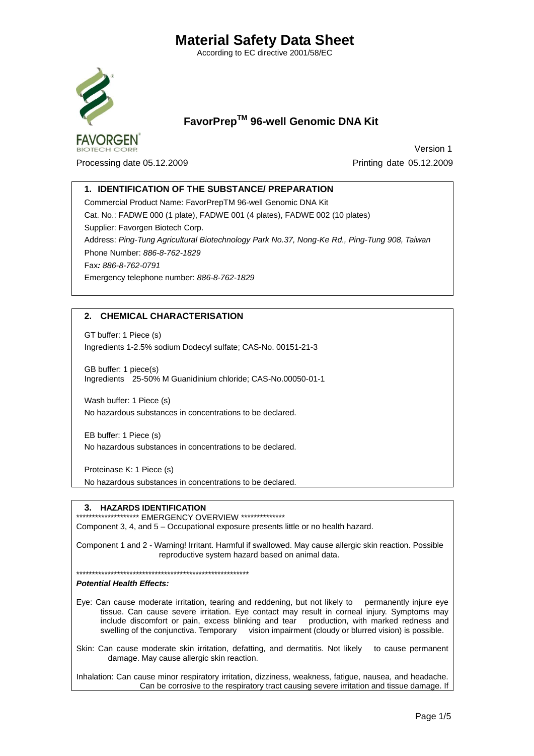# Material Safety Data Sheet

According to EC directive 2001/58/EC

FAVORGEN® BIOTECH CORP.

## FavorPrep$^{TM}$ 96-well Genomic DNA Kit

Version 1

Processing date 05.12.2009

Printing date 05.12.2009

### 1. IDENTIFICATION OF THE SUBSTANCE/ PREPARATION

Commercial Product Name: FavorPrepTM 96-well Genomic DNA Kit

Cat. No.: FADWE 000 (1 plate), FADWE 001 (4 plates), FADWE 002 (10 plates)

Supplier: Favorgen Biotech Corp.

Address: *Ping-Tung Agricultural Biotechnology Park No.37, Nong-Ke Rd., Ping-Tung 908, Taiwan*

Phone Number: *886-8-762-1829*

Fax*: 886-8-762-0791*

Emergency telephone number: *886-8-762-1829*

### 2. CHEMICAL CHARACTERISATION

GT buffer: 1 Piece (s)
Ingredients 1-2.5% sodium Dodecyl sulfate; CAS-No. 00151-21-3

GB buffer: 1 piece(s)
Ingredients 25-50% M Guanidinium chloride; CAS-No.00050-01-1

Wash buffer: 1 Piece (s)
No hazardous substances in concentrations to be declared.

EB buffer: 1 Piece (s)
No hazardous substances in concentrations to be declared.

Proteinase K: 1 Piece (s)
No hazardous substances in concentrations to be declared.

### 3. HAZARDS IDENTIFICATION

******************** EMERGENCY OVERVIEW **************

Component 3, 4, and 5 – Occupational exposure presents little or no health hazard.

Component 1 and 2 - Warning! Irritant. Harmful if swallowed. May cause allergic skin reaction. Possible reproductive system hazard based on animal data.

*********************************************************

***Potential Health Effects:***

Eye: Can cause moderate irritation, tearing and reddening, but not likely to permanently injure eye tissue. Can cause severe irritation. Eye contact may result in corneal injury. Symptoms may include discomfort or pain, excess blinking and tear production, with marked redness and swelling of the conjunctiva. Temporary vision impairment (cloudy or blurred vision) is possible.

Skin: Can cause moderate skin irritation, defatting, and dermatitis. Not likely to cause permanent damage. May cause allergic skin reaction.

Inhalation: Can cause minor respiratory irritation, dizziness, weakness, fatigue, nausea, and headache. Can be corrosive to the respiratory tract causing severe irritation and tissue damage. If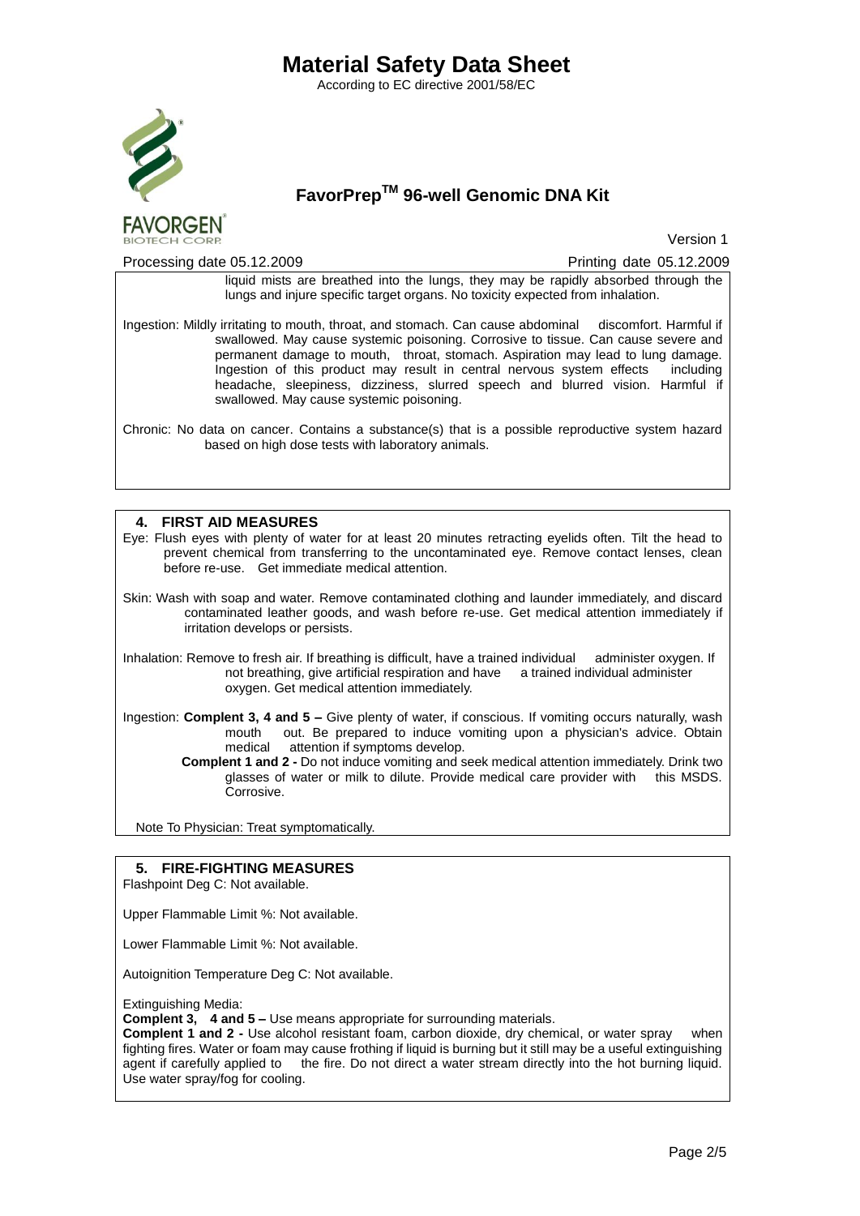liquid mists are breathed into the lungs, they may be rapidly absorbed through the lungs and injure specific target organs. No toxicity expected from inhalation.

Ingestion: Mildly irritating to mouth, throat, and stomach. Can cause abdominal discomfort. Harmful if swallowed. May cause systemic poisoning. Corrosive to tissue. Can cause severe and permanent damage to mouth, throat, stomach. Aspiration may lead to lung damage. Ingestion of this product may result in central nervous system effects including headache, sleepiness, dizziness, slurred speech and blurred vision. Harmful if swallowed. May cause systemic poisoning.

Chronic: No data on cancer. Contains a substance(s) that is a possible reproductive system hazard based on high dose tests with laboratory animals.

## 4. FIRST AID MEASURES

Eye: Flush eyes with plenty of water for at least 20 minutes retracting eyelids often. Tilt the head to prevent chemical from transferring to the uncontaminated eye. Remove contact lenses, clean before re-use. Get immediate medical attention.

Skin: Wash with soap and water. Remove contaminated clothing and launder immediately, and discard contaminated leather goods, and wash before re-use. Get medical attention immediately if irritation develops or persists.

Inhalation: Remove to fresh air. If breathing is difficult, have a trained individual administer oxygen. If not breathing, give artificial respiration and have a trained individual administer oxygen. Get medical attention immediately.

Ingestion: **Complent 3, 4 and 5 –** Give plenty of water, if conscious. If vomiting occurs naturally, wash mouth out. Be prepared to induce vomiting upon a physician's advice. Obtain medical attention if symptoms develop.

**Complent 1 and 2 -** Do not induce vomiting and seek medical attention immediately. Drink two glasses of water or milk to dilute. Provide medical care provider with this MSDS. Corrosive.

Note To Physician: Treat symptomatically.

## 5. FIRE-FIGHTING MEASURES

Flashpoint Deg C: Not available.

Upper Flammable Limit %: Not available.

Lower Flammable Limit %: Not available.

Autoignition Temperature Deg C: Not available.

Extinguishing Media:

**Complent 3, 4 and 5 –** Use means appropriate for surrounding materials.

**Complent 1 and 2 -** Use alcohol resistant foam, carbon dioxide, dry chemical, or water spray when fighting fires. Water or foam may cause frothing if liquid is burning but it still may be a useful extinguishing agent if carefully applied to the fire. Do not direct a water stream directly into the hot burning liquid. Use water spray/fog for cooling.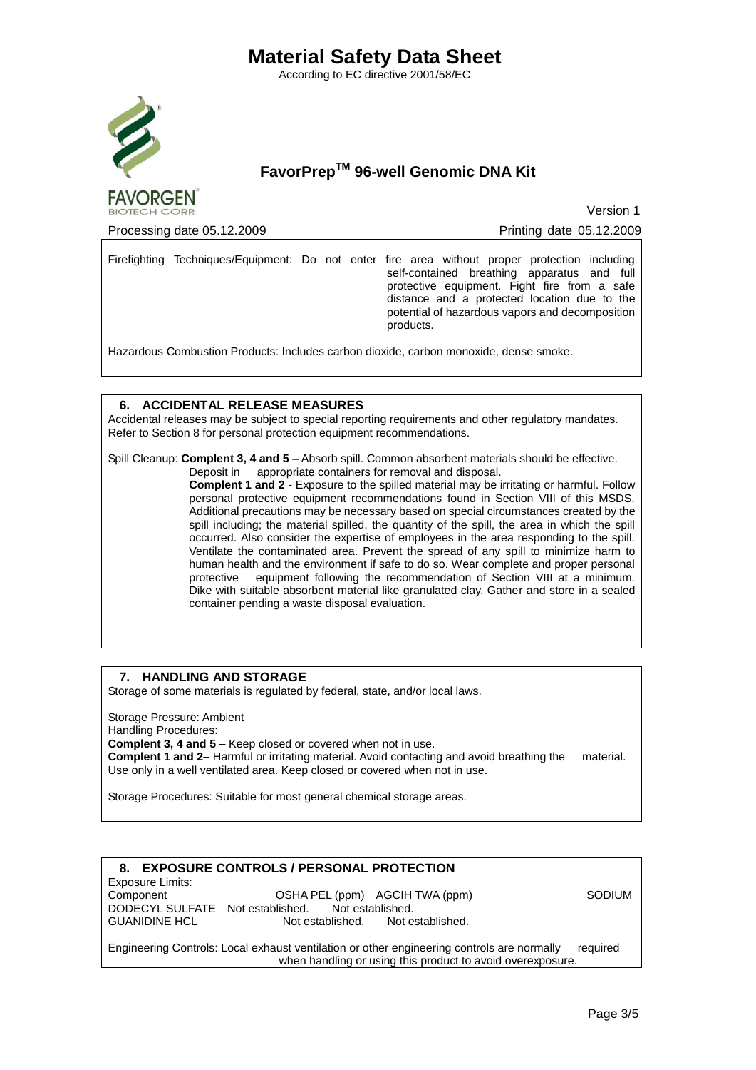Firefighting Techniques/Equipment: Do not enter fire area without proper protection including self-contained breathing apparatus and full protective equipment. Fight fire from a safe distance and a protected location due to the potential of hazardous vapors and decomposition products.

Hazardous Combustion Products: Includes carbon dioxide, carbon monoxide, dense smoke.

## 6. ACCIDENTAL RELEASE MEASURES

Accidental releases may be subject to special reporting requirements and other regulatory mandates. Refer to Section 8 for personal protection equipment recommendations.

Spill Cleanup: **Complent 3, 4 and 5 –** Absorb spill. Common absorbent materials should be effective. Deposit in appropriate containers for removal and disposal.

**Complent 1 and 2 -** Exposure to the spilled material may be irritating or harmful. Follow personal protective equipment recommendations found in Section VIII of this MSDS. Additional precautions may be necessary based on special circumstances created by the spill including; the material spilled, the quantity of the spill, the area in which the spill occurred. Also consider the expertise of employees in the area responding to the spill. Ventilate the contaminated area. Prevent the spread of any spill to minimize harm to human health and the environment if safe to do so. Wear complete and proper personal protective equipment following the recommendation of Section VIII at a minimum. Dike with suitable absorbent material like granulated clay. Gather and store in a sealed container pending a waste disposal evaluation.

## 7. HANDLING AND STORAGE

Storage of some materials is regulated by federal, state, and/or local laws.

Storage Pressure: Ambient

Handling Procedures:

**Complent 3, 4 and 5 –** Keep closed or covered when not in use.

**Complent 1 and 2–** Harmful or irritating material. Avoid contacting and avoid breathing the material. Use only in a well ventilated area. Keep closed or covered when not in use.

Storage Procedures: Suitable for most general chemical storage areas.

## 8. EXPOSURE CONTROLS / PERSONAL PROTECTION

Exposure Limits:

| Component | OSHA PEL (ppm) | AGCIH TWA (ppm) |
|---|---|---|
| SODIUM DODECYL SULFATE | Not established. | Not established. |
| GUANIDINE HCL | Not established. | Not established. |

Engineering Controls: Local exhaust ventilation or other engineering controls are normally required when handling or using this product to avoid overexposure.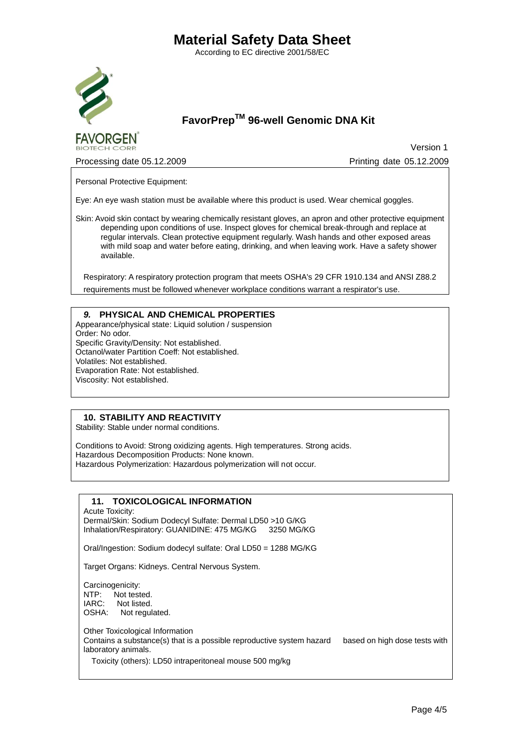Personal Protective Equipment:

Eye: An eye wash station must be available where this product is used. Wear chemical goggles.

Skin: Avoid skin contact by wearing chemically resistant gloves, an apron and other protective equipment depending upon conditions of use. Inspect gloves for chemical break-through and replace at regular intervals. Clean protective equipment regularly. Wash hands and other exposed areas with mild soap and water before eating, drinking, and when leaving work. Have a safety shower available.

Respiratory: A respiratory protection program that meets OSHA's 29 CFR 1910.134 and ANSI Z88.2 requirements must be followed whenever workplace conditions warrant a respirator's use.

## *9.* PHYSICAL AND CHEMICAL PROPERTIES

Appearance/physical state: Liquid solution / suspension
Order: No odor.
Specific Gravity/Density: Not established.
Octanol/water Partition Coeff: Not established.
Volatiles: Not established.
Evaporation Rate: Not established.
Viscosity: Not established.

## 10. STABILITY AND REACTIVITY

Stability: Stable under normal conditions.

Conditions to Avoid: Strong oxidizing agents. High temperatures. Strong acids.
Hazardous Decomposition Products: None known.
Hazardous Polymerization: Hazardous polymerization will not occur.

## 11. TOXICOLOGICAL INFORMATION

Acute Toxicity:
Dermal/Skin: Sodium Dodecyl Sulfate: Dermal LD50 >10 G/KG
Inhalation/Respiratory: GUANIDINE: 475 MG/KG 3250 MG/KG

Oral/Ingestion: Sodium dodecyl sulfate: Oral LD50 = 1288 MG/KG

Target Organs: Kidneys. Central Nervous System.

Carcinogenicity:
NTP: Not tested.
IARC: Not listed.
OSHA: Not regulated.

Other Toxicological Information
Contains a substance(s) that is a possible reproductive system hazard based on high dose tests with laboratory animals.

Toxicity (others): LD50 intraperitoneal mouse 500 mg/kg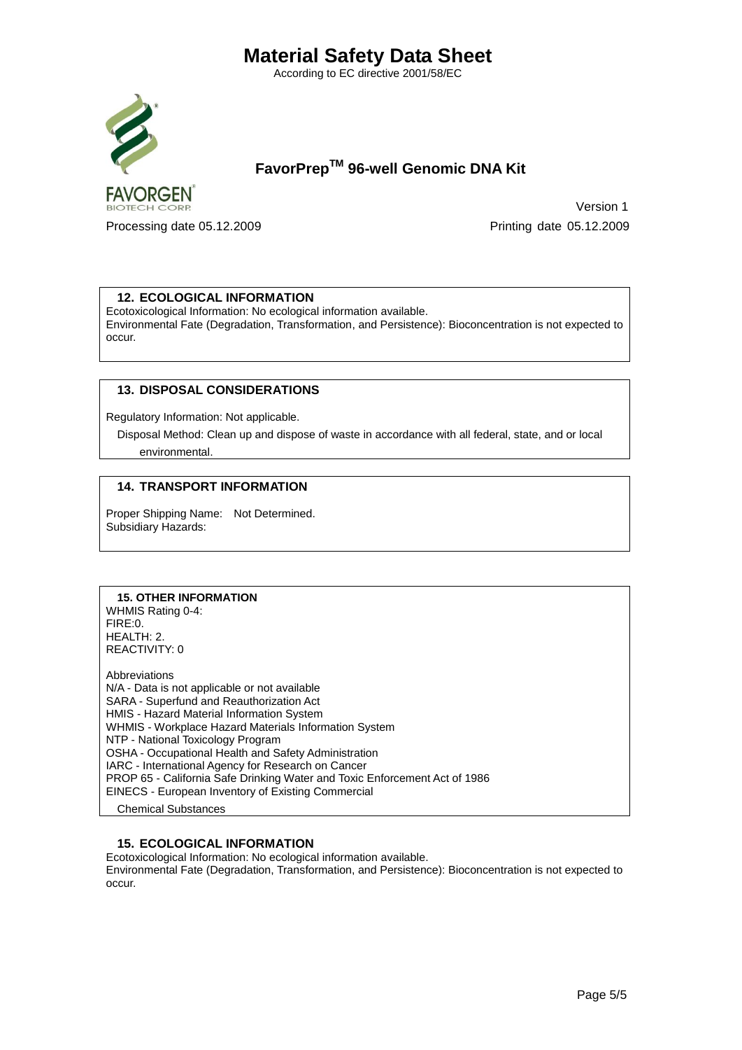# Material Safety Data Sheet

According to EC directive 2001/58/EC

## FavorPrep™ 96-well Genomic DNA Kit

FAVORGEN BIOTECH CORP.

Version 1

Processing date 05.12.2009 Printing date 05.12.2009

### 12. ECOLOGICAL INFORMATION

Ecotoxicological Information: No ecological information available.
Environmental Fate (Degradation, Transformation, and Persistence): Bioconcentration is not expected to occur.

### 13. DISPOSAL CONSIDERATIONS

Regulatory Information: Not applicable.

Disposal Method: Clean up and dispose of waste in accordance with all federal, state, and or local environmental.

### 14. TRANSPORT INFORMATION

Proper Shipping Name: Not Determined.
Subsidiary Hazards:

### 15. OTHER INFORMATION

WHMIS Rating 0-4:
FIRE:0.
HEALTH: 2.
REACTIVITY: 0

Abbreviations
N/A - Data is not applicable or not available
SARA - Superfund and Reauthorization Act
HMIS - Hazard Material Information System
WHMIS - Workplace Hazard Materials Information System
NTP - National Toxicology Program
OSHA - Occupational Health and Safety Administration
IARC - International Agency for Research on Cancer
PROP 65 - California Safe Drinking Water and Toxic Enforcement Act of 1986
EINECS - European Inventory of Existing Commercial Chemical Substances

### 15. ECOLOGICAL INFORMATION

Ecotoxicological Information: No ecological information available.
Environmental Fate (Degradation, Transformation, and Persistence): Bioconcentration is not expected to occur.